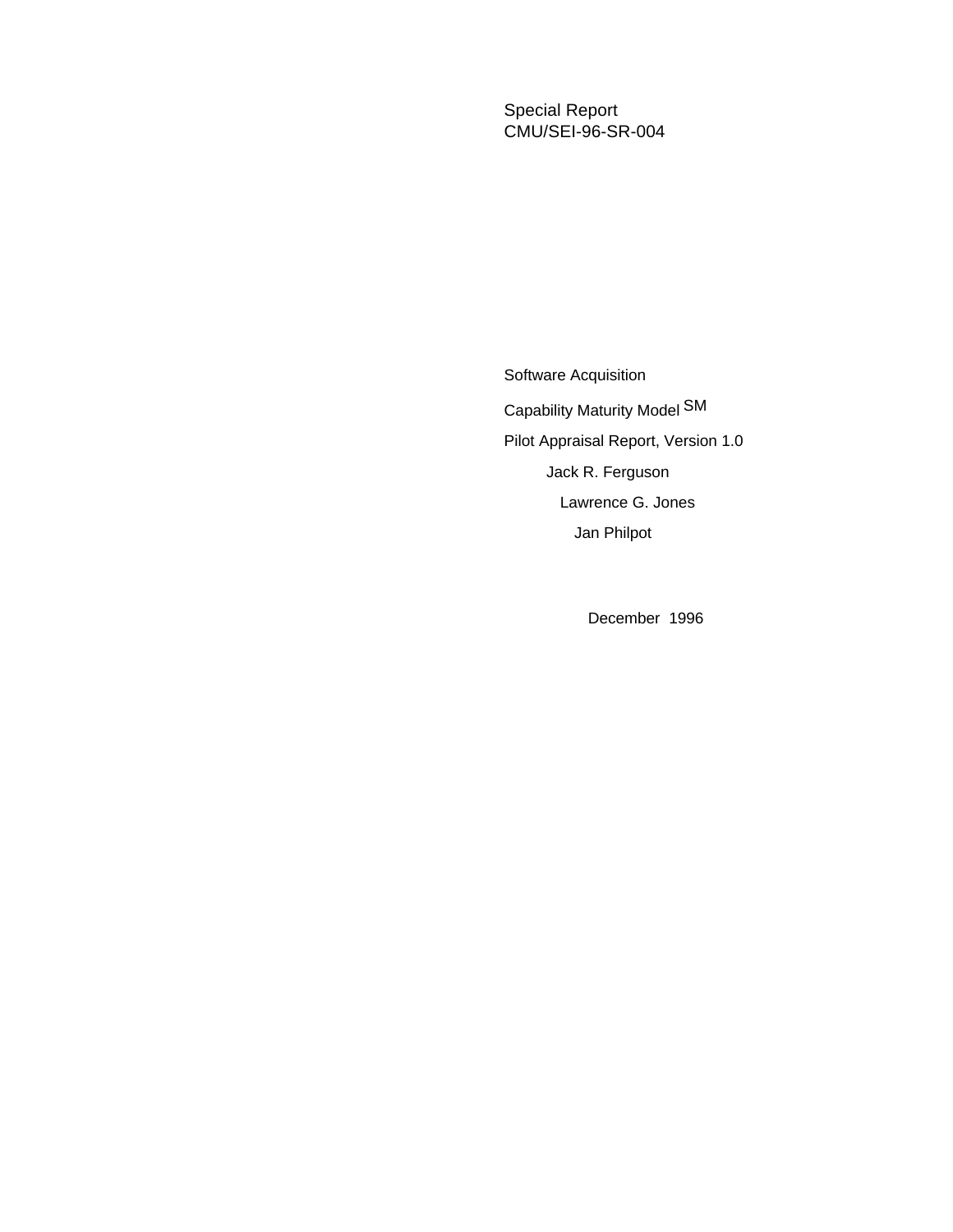Special Report
CMU/SEI-96-SR-004

# Software Acquisition

# Capability Maturity Model SM

# Pilot Appraisal Report, Version 1.0

Jack R. Ferguson

Lawrence G. Jones

Jan Philpot

December 1996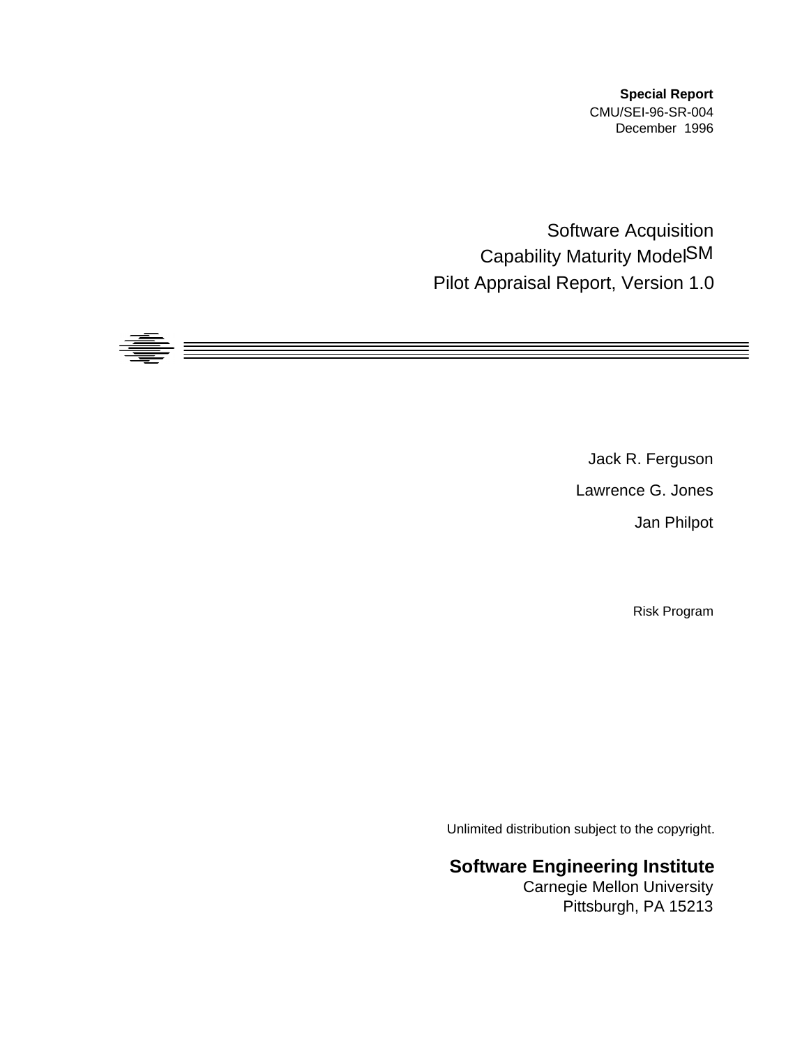**Special Report**
CMU/SEI-96-SR-004
December 1996

# Software Acquisition Capability Maturity Model[SM] Pilot Appraisal Report, Version 1.0

Jack R. Ferguson

Lawrence G. Jones

Jan Philpot

Risk Program

Unlimited distribution subject to the copyright.

**Software Engineering Institute**
Carnegie Mellon University
Pittsburgh, PA 15213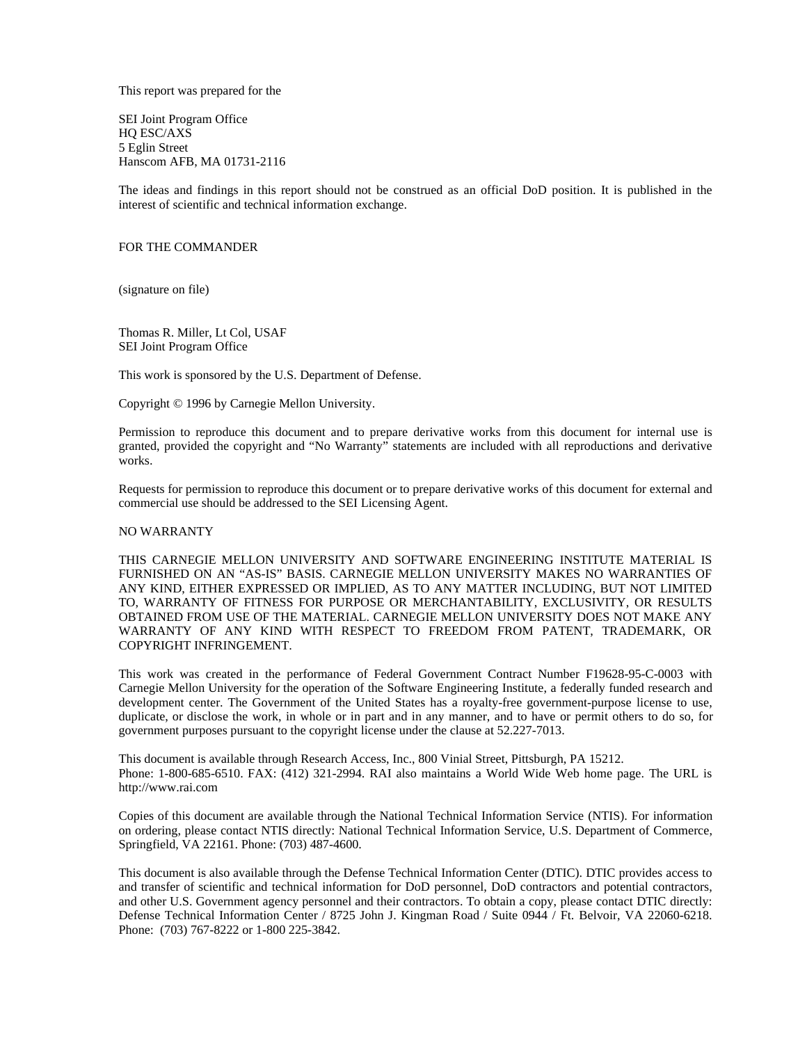This report was prepared for the

SEI Joint Program Office
HQ ESC/AXS
5 Eglin Street
Hanscom AFB, MA 01731-2116

The ideas and findings in this report should not be construed as an official DoD position. It is published in the interest of scientific and technical information exchange.

FOR THE COMMANDER

(signature on file)

Thomas R. Miller, Lt Col, USAF
SEI Joint Program Office

This work is sponsored by the U.S. Department of Defense.

Copyright © 1996 by Carnegie Mellon University.

Permission to reproduce this document and to prepare derivative works from this document for internal use is granted, provided the copyright and "No Warranty" statements are included with all reproductions and derivative works.

Requests for permission to reproduce this document or to prepare derivative works of this document for external and commercial use should be addressed to the SEI Licensing Agent.

NO WARRANTY

THIS CARNEGIE MELLON UNIVERSITY AND SOFTWARE ENGINEERING INSTITUTE MATERIAL IS FURNISHED ON AN "AS-IS" BASIS. CARNEGIE MELLON UNIVERSITY MAKES NO WARRANTIES OF ANY KIND, EITHER EXPRESSED OR IMPLIED, AS TO ANY MATTER INCLUDING, BUT NOT LIMITED TO, WARRANTY OF FITNESS FOR PURPOSE OR MERCHANTABILITY, EXCLUSIVITY, OR RESULTS OBTAINED FROM USE OF THE MATERIAL. CARNEGIE MELLON UNIVERSITY DOES NOT MAKE ANY WARRANTY OF ANY KIND WITH RESPECT TO FREEDOM FROM PATENT, TRADEMARK, OR COPYRIGHT INFRINGEMENT.

This work was created in the performance of Federal Government Contract Number F19628-95-C-0003 with Carnegie Mellon University for the operation of the Software Engineering Institute, a federally funded research and development center. The Government of the United States has a royalty-free government-purpose license to use, duplicate, or disclose the work, in whole or in part and in any manner, and to have or permit others to do so, for government purposes pursuant to the copyright license under the clause at 52.227-7013.

This document is available through Research Access, Inc., 800 Vinial Street, Pittsburgh, PA 15212.
Phone: 1-800-685-6510. FAX: (412) 321-2994. RAI also maintains a World Wide Web home page. The URL is http://www.rai.com

Copies of this document are available through the National Technical Information Service (NTIS). For information on ordering, please contact NTIS directly: National Technical Information Service, U.S. Department of Commerce, Springfield, VA 22161. Phone: (703) 487-4600.

This document is also available through the Defense Technical Information Center (DTIC). DTIC provides access to and transfer of scientific and technical information for DoD personnel, DoD contractors and potential contractors, and other U.S. Government agency personnel and their contractors. To obtain a copy, please contact DTIC directly: Defense Technical Information Center / 8725 John J. Kingman Road / Suite 0944 / Ft. Belvoir, VA 22060-6218. Phone: (703) 767-8222 or 1-800 225-3842.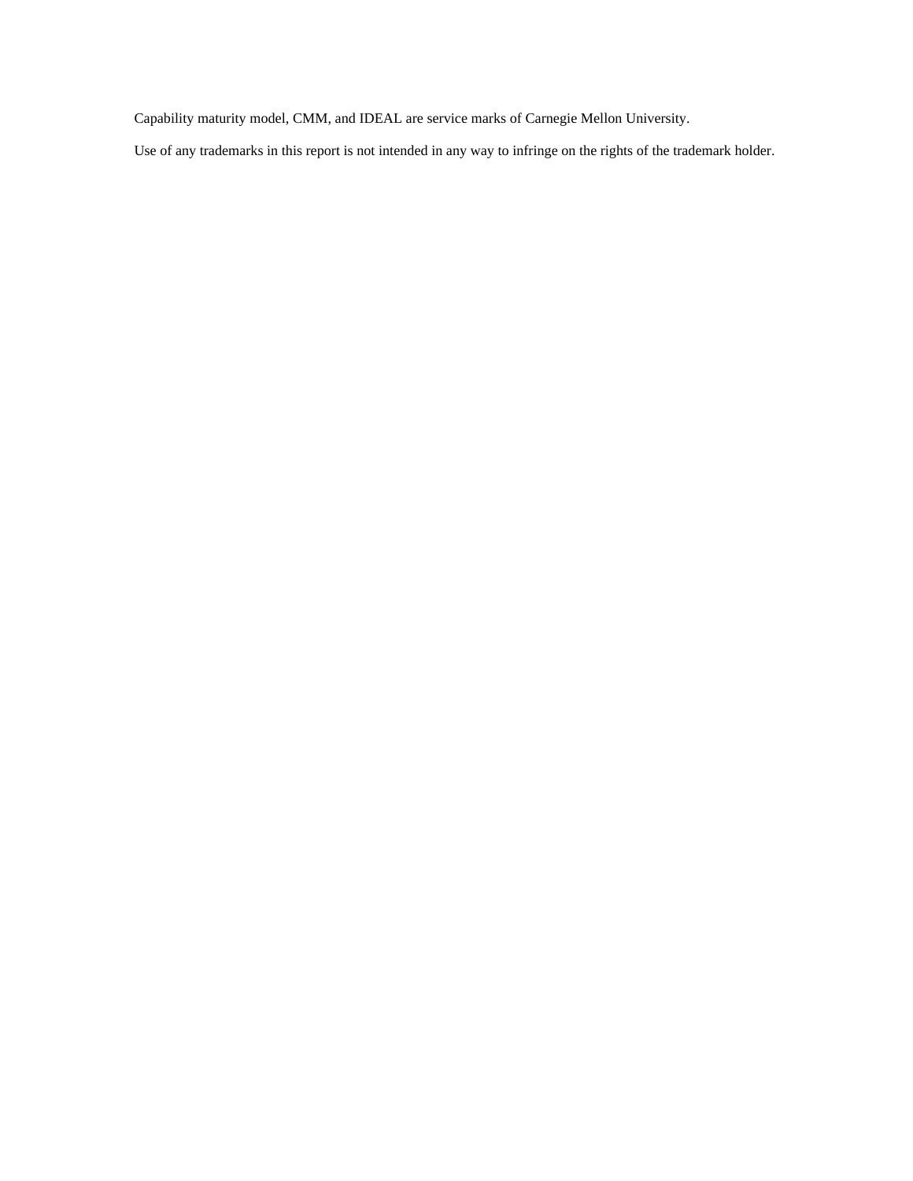Capability maturity model, CMM, and IDEAL are service marks of Carnegie Mellon University.

Use of any trademarks in this report is not intended in any way to infringe on the rights of the trademark holder.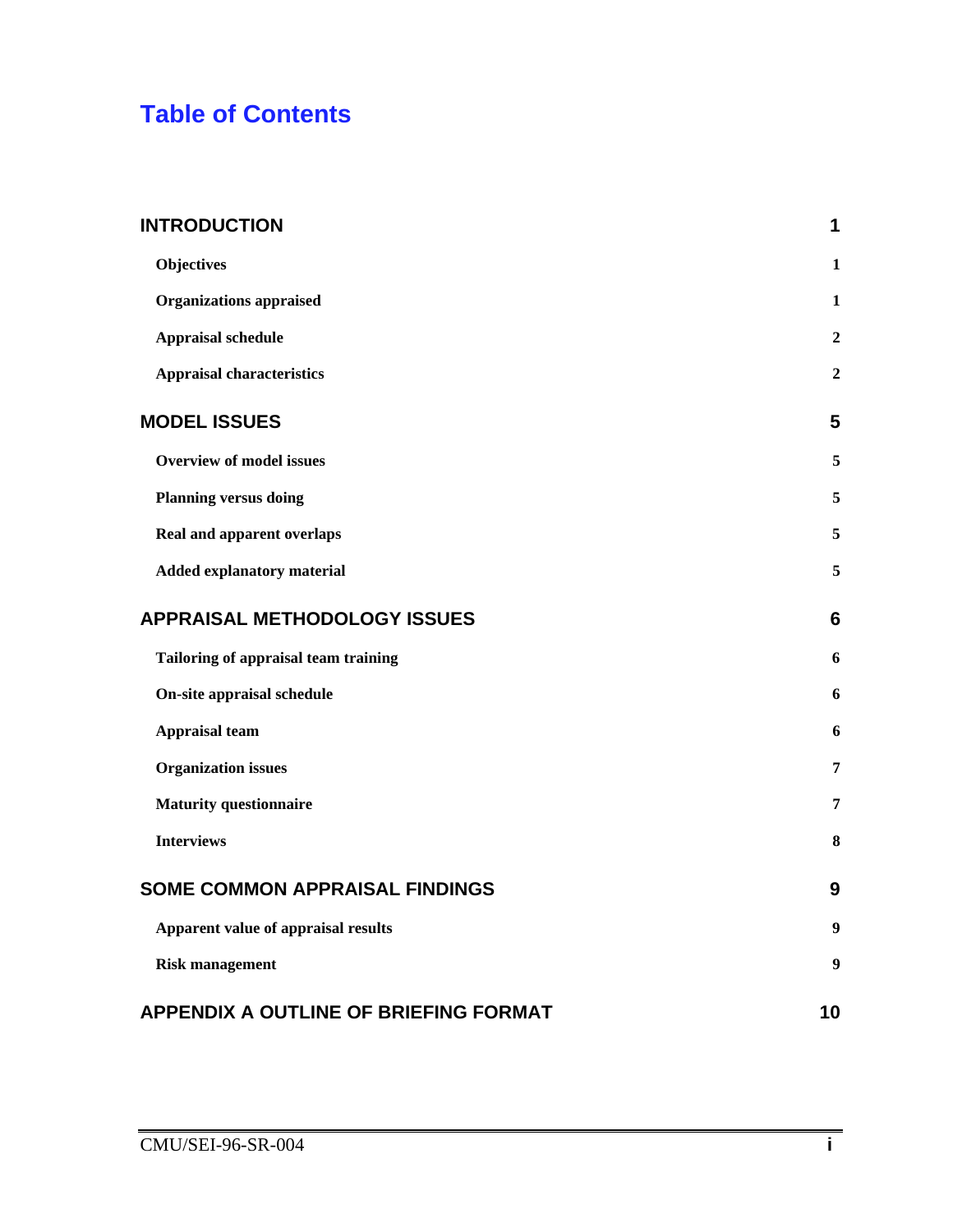# Table of Contents

**INTRODUCTION** 1

- **Objectives** 1
- **Organizations appraised** 1
- **Appraisal schedule** 2
- **Appraisal characteristics** 2

**MODEL ISSUES** 5

- **Overview of model issues** 5
- **Planning versus doing** 5
- **Real and apparent overlaps** 5
- **Added explanatory material** 5

**APPRAISAL METHODOLOGY ISSUES** 6

- **Tailoring of appraisal team training** 6
- **On-site appraisal schedule** 6
- **Appraisal team** 6
- **Organization issues** 7
- **Maturity questionnaire** 7
- **Interviews** 8

**SOME COMMON APPRAISAL FINDINGS** 9

- **Apparent value of appraisal results** 9
- **Risk management** 9

**APPENDIX A OUTLINE OF BRIEFING FORMAT** 10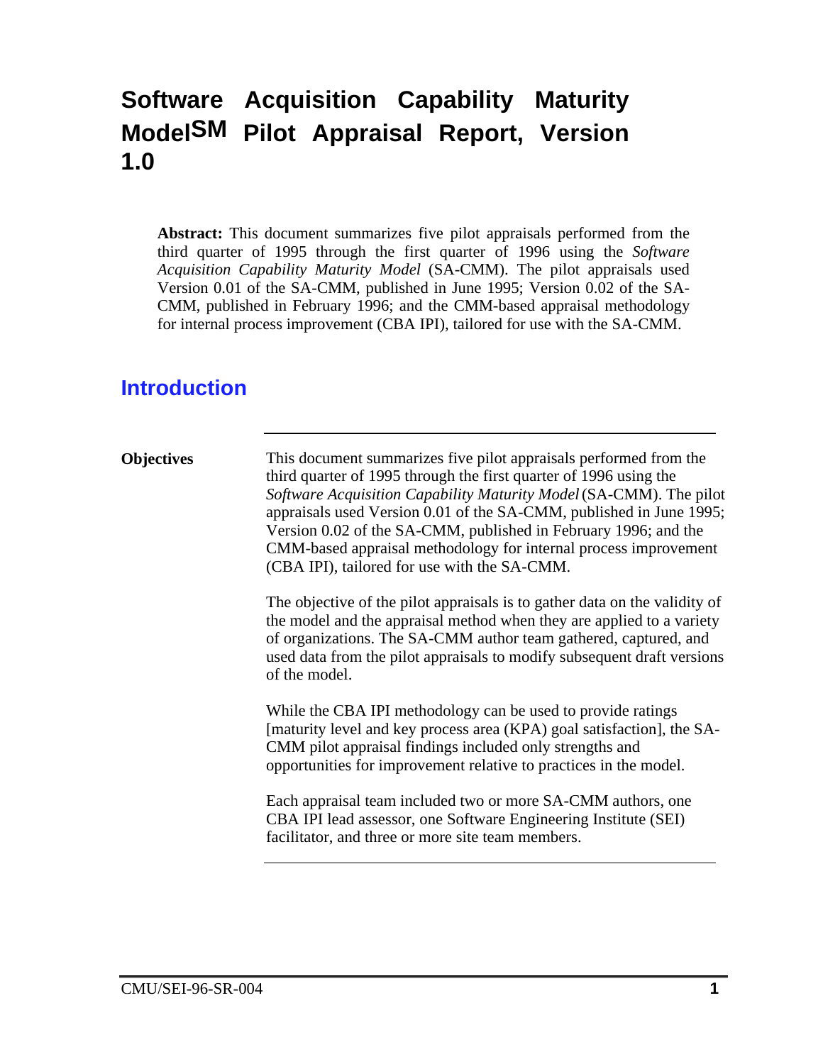# Software Acquisition Capability Maturity Model[SM] Pilot Appraisal Report, Version 1.0

**Abstract:** This document summarizes five pilot appraisals performed from the third quarter of 1995 through the first quarter of 1996 using the *Software Acquisition Capability Maturity Model* (SA-CMM). The pilot appraisals used Version 0.01 of the SA-CMM, published in June 1995; Version 0.02 of the SA-CMM, published in February 1996; and the CMM-based appraisal methodology for internal process improvement (CBA IPI), tailored for use with the SA-CMM.

## Introduction

**Objectives**

This document summarizes five pilot appraisals performed from the third quarter of 1995 through the first quarter of 1996 using the *Software Acquisition Capability Maturity Model* (SA-CMM). The pilot appraisals used Version 0.01 of the SA-CMM, published in June 1995; Version 0.02 of the SA-CMM, published in February 1996; and the CMM-based appraisal methodology for internal process improvement (CBA IPI), tailored for use with the SA-CMM.

The objective of the pilot appraisals is to gather data on the validity of the model and the appraisal method when they are applied to a variety of organizations. The SA-CMM author team gathered, captured, and used data from the pilot appraisals to modify subsequent draft versions of the model.

While the CBA IPI methodology can be used to provide ratings [maturity level and key process area (KPA) goal satisfaction], the SA-CMM pilot appraisal findings included only strengths and opportunities for improvement relative to practices in the model.

Each appraisal team included two or more SA-CMM authors, one CBA IPI lead assessor, one Software Engineering Institute (SEI) facilitator, and three or more site team members.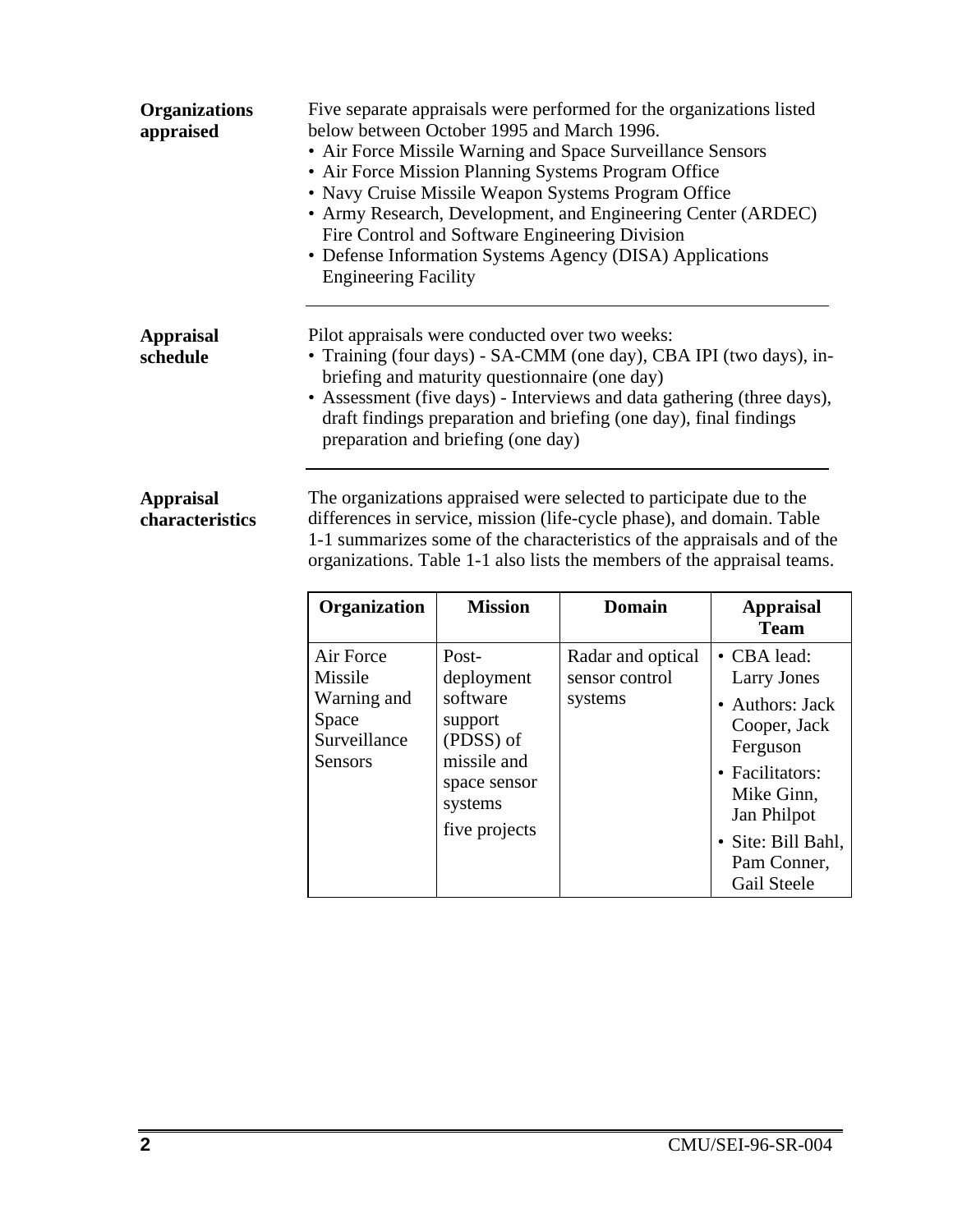**Organizations appraised**

Five separate appraisals were performed for the organizations listed below between October 1995 and March 1996.

- Air Force Missile Warning and Space Surveillance Sensors
- Air Force Mission Planning Systems Program Office
- Navy Cruise Missile Weapon Systems Program Office
- Army Research, Development, and Engineering Center (ARDEC) Fire Control and Software Engineering Division
- Defense Information Systems Agency (DISA) Applications Engineering Facility

---

**Appraisal schedule**

Pilot appraisals were conducted over two weeks:

- Training (four days) - SA-CMM (one day), CBA IPI (two days), in-briefing and maturity questionnaire (one day)
- Assessment (five days) - Interviews and data gathering (three days), draft findings preparation and briefing (one day), final findings preparation and briefing (one day)

---

**Appraisal characteristics**

The organizations appraised were selected to participate due to the differences in service, mission (life-cycle phase), and domain. Table 1-1 summarizes some of the characteristics of the appraisals and of the organizations. Table 1-1 also lists the members of the appraisal teams.

| Organization | Mission | Domain | Appraisal Team |
|---|---|---|---|
| Air Force Missile Warning and Space Surveillance Sensors | Post-deployment software support (PDSS) of missile and space sensor systems<br>five projects | Radar and optical sensor control systems | • CBA lead: Larry Jones<br>• Authors: Jack Cooper, Jack Ferguson<br>• Facilitators: Mike Ginn, Jan Philpot<br>• Site: Bill Bahl, Pam Conner, Gail Steele |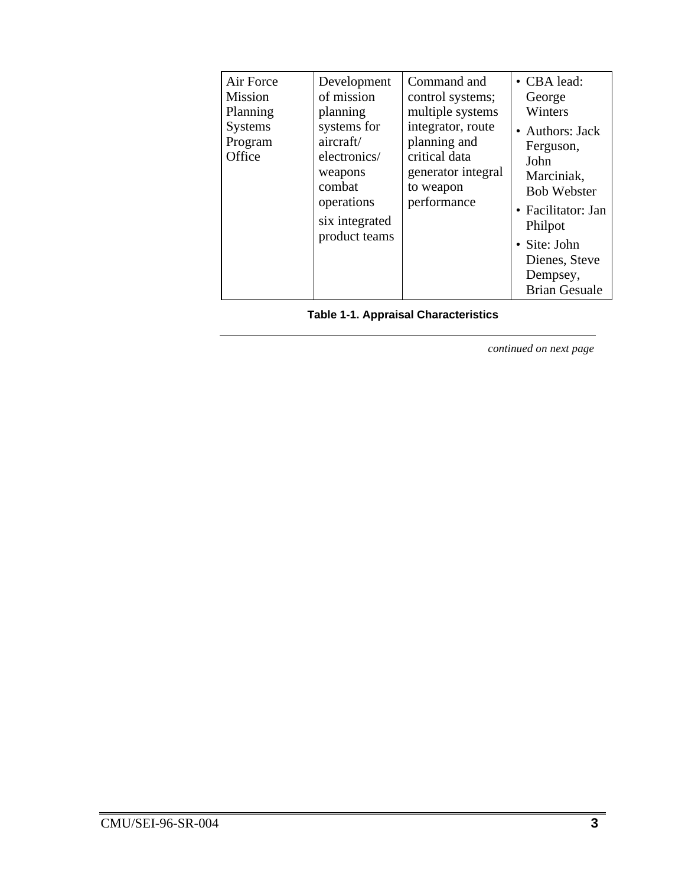| | | | |
|---|---|---|---|
| Air Force Mission Planning Systems Program Office | Development of mission planning systems for aircraft/ electronics/ weapons combat operations<br><br>six integrated product teams | Command and control systems; multiple systems integrator, route planning and critical data generator integral to weapon performance | • CBA lead: George Winters<br>• Authors: Jack Ferguson, John Marciniak, Bob Webster<br>• Facilitator: Jan Philpot<br>• Site: John Dienes, Steve Dempsey, Brian Gesuale |

**Table 1-1. Appraisal Characteristics**

*continued on next page*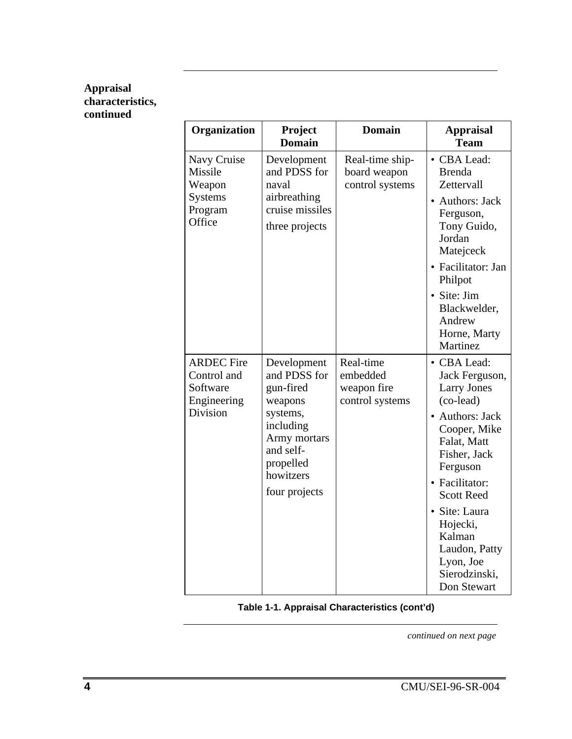**Appraisal characteristics, continued**

| Organization | Project Domain | Domain | Appraisal Team |
| --- | --- | --- | --- |
| Navy Cruise Missile Weapon Systems Program Office | Development and PDSS for naval airbreathing cruise missiles<br>three projects | Real-time ship-board weapon control systems | • CBA Lead: Brenda Zettervall<br>• Authors: Jack Ferguson, Tony Guido, Jordan Matejceck<br>• Facilitator: Jan Philpot<br>• Site: Jim Blackwelder, Andrew Horne, Marty Martinez |
| ARDEC Fire Control and Software Engineering Division | Development and PDSS for gun-fired weapons systems, including Army mortars and self-propelled howitzers<br>four projects | Real-time embedded weapon fire control systems | • CBA Lead: Jack Ferguson, Larry Jones (co-lead)<br>• Authors: Jack Cooper, Mike Falat, Matt Fisher, Jack Ferguson<br>• Facilitator: Scott Reed<br>• Site: Laura Hojecki, Kalman Laudon, Patty Lyon, Joe Sierodzinski, Don Stewart |

**Table 1-1. Appraisal Characteristics (cont'd)**

*continued on next page*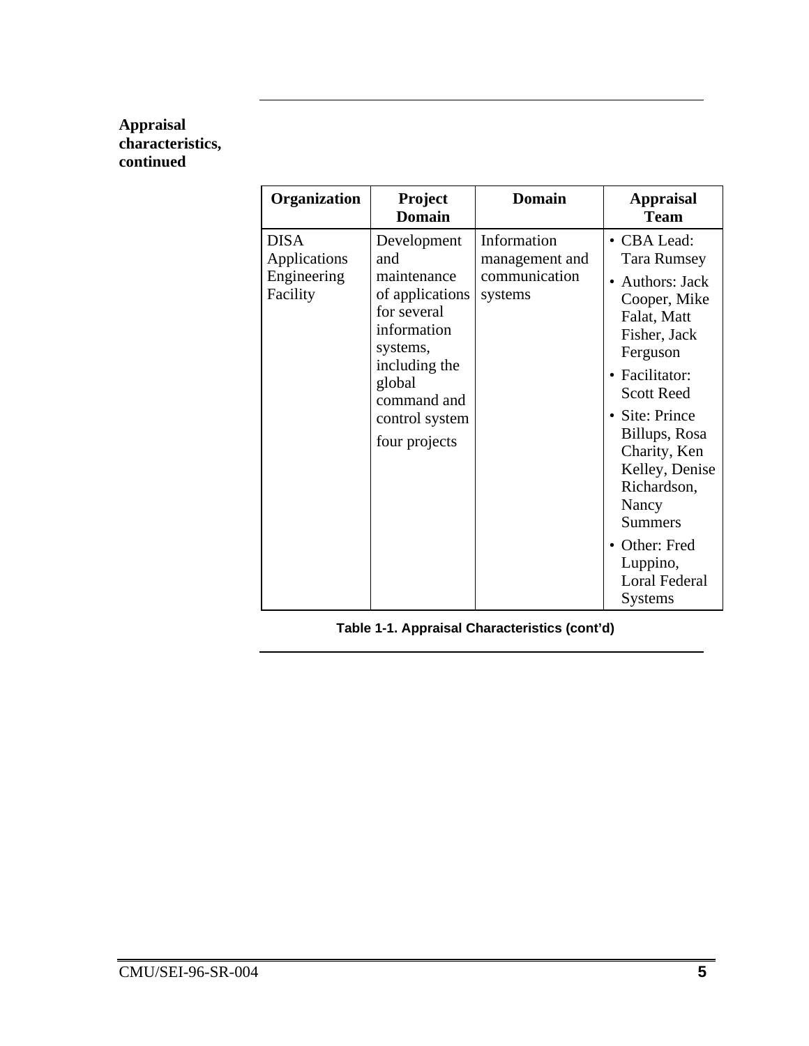**Appraisal characteristics, continued**

| Organization | Project Domain | Domain | Appraisal Team |
|---|---|---|---|
| DISA Applications Engineering Facility | Development and maintenance of applications for several information systems, including the global command and control system<br><br>four projects | Information management and communication systems | • CBA Lead: Tara Rumsey<br>• Authors: Jack Cooper, Mike Falat, Matt Fisher, Jack Ferguson<br>• Facilitator: Scott Reed<br>• Site: Prince Billups, Rosa Charity, Ken Kelley, Denise Richardson, Nancy Summers<br>• Other: Fred Luppino, Loral Federal Systems |

**Table 1-1. Appraisal Characteristics (cont'd)**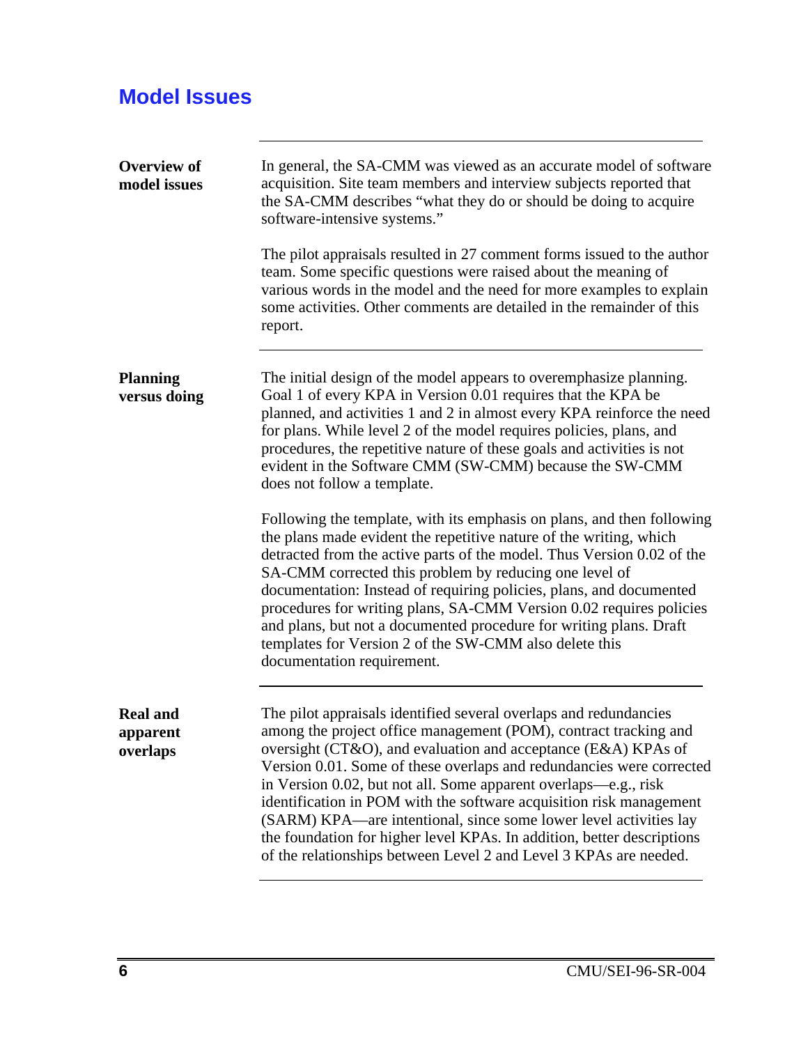## Model Issues

**Overview of model issues**

In general, the SA-CMM was viewed as an accurate model of software acquisition. Site team members and interview subjects reported that the SA-CMM describes "what they do or should be doing to acquire software-intensive systems."

The pilot appraisals resulted in 27 comment forms issued to the author team. Some specific questions were raised about the meaning of various words in the model and the need for more examples to explain some activities. Other comments are detailed in the remainder of this report.

**Planning versus doing**

The initial design of the model appears to overemphasize planning. Goal 1 of every KPA in Version 0.01 requires that the KPA be planned, and activities 1 and 2 in almost every KPA reinforce the need for plans. While level 2 of the model requires policies, plans, and procedures, the repetitive nature of these goals and activities is not evident in the Software CMM (SW-CMM) because the SW-CMM does not follow a template.

Following the template, with its emphasis on plans, and then following the plans made evident the repetitive nature of the writing, which detracted from the active parts of the model. Thus Version 0.02 of the SA-CMM corrected this problem by reducing one level of documentation: Instead of requiring policies, plans, and documented procedures for writing plans, SA-CMM Version 0.02 requires policies and plans, but not a documented procedure for writing plans. Draft templates for Version 2 of the SW-CMM also delete this documentation requirement.

**Real and apparent overlaps**

The pilot appraisals identified several overlaps and redundancies among the project office management (POM), contract tracking and oversight (CT&O), and evaluation and acceptance (E&A) KPAs of Version 0.01. Some of these overlaps and redundancies were corrected in Version 0.02, but not all. Some apparent overlaps—e.g., risk identification in POM with the software acquisition risk management (SARM) KPA—are intentional, since some lower level activities lay the foundation for higher level KPAs. In addition, better descriptions of the relationships between Level 2 and Level 3 KPAs are needed.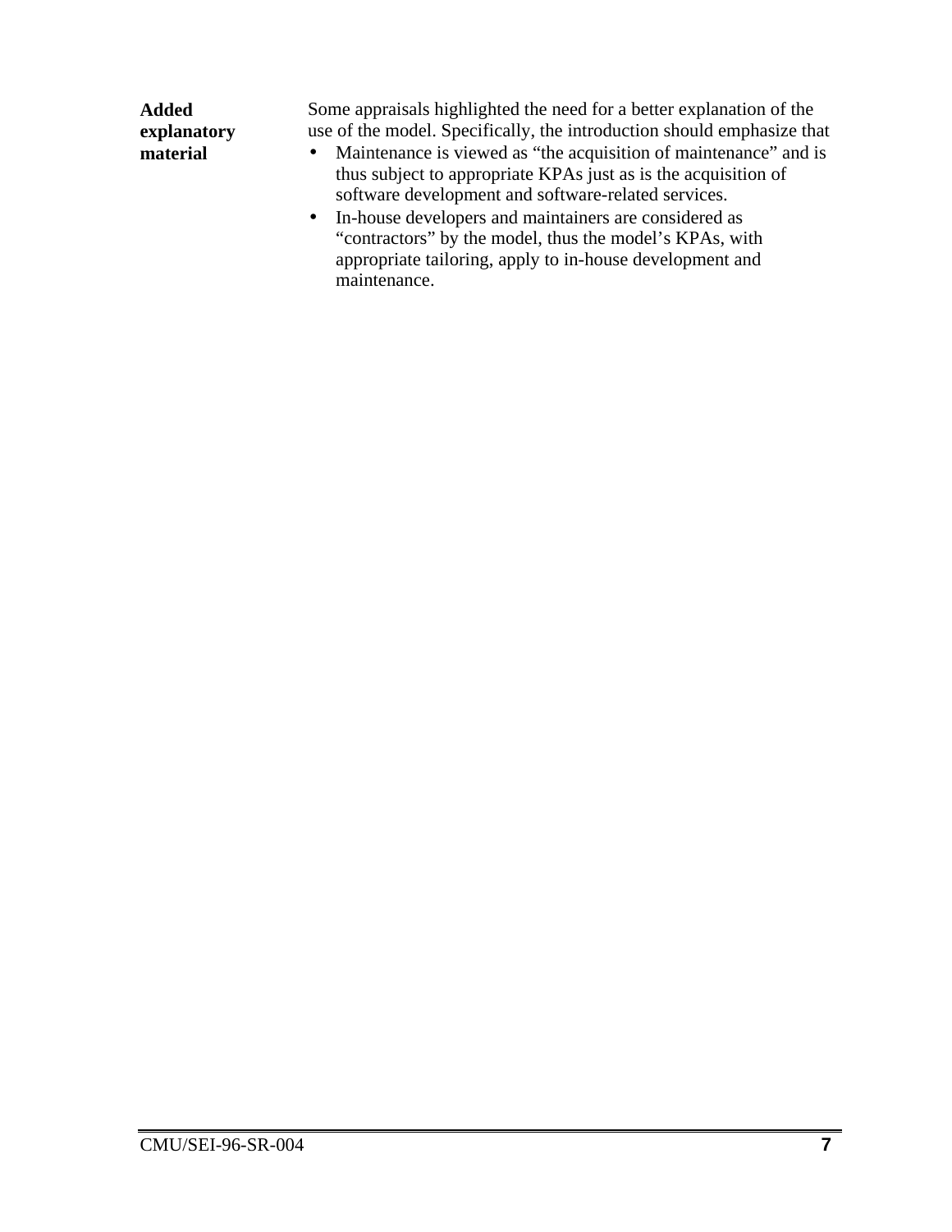**Added explanatory material**

Some appraisals highlighted the need for a better explanation of the use of the model. Specifically, the introduction should emphasize that

- Maintenance is viewed as “the acquisition of maintenance” and is thus subject to appropriate KPAs just as is the acquisition of software development and software-related services.
- In-house developers and maintainers are considered as “contractors” by the model, thus the model’s KPAs, with appropriate tailoring, apply to in-house development and maintenance.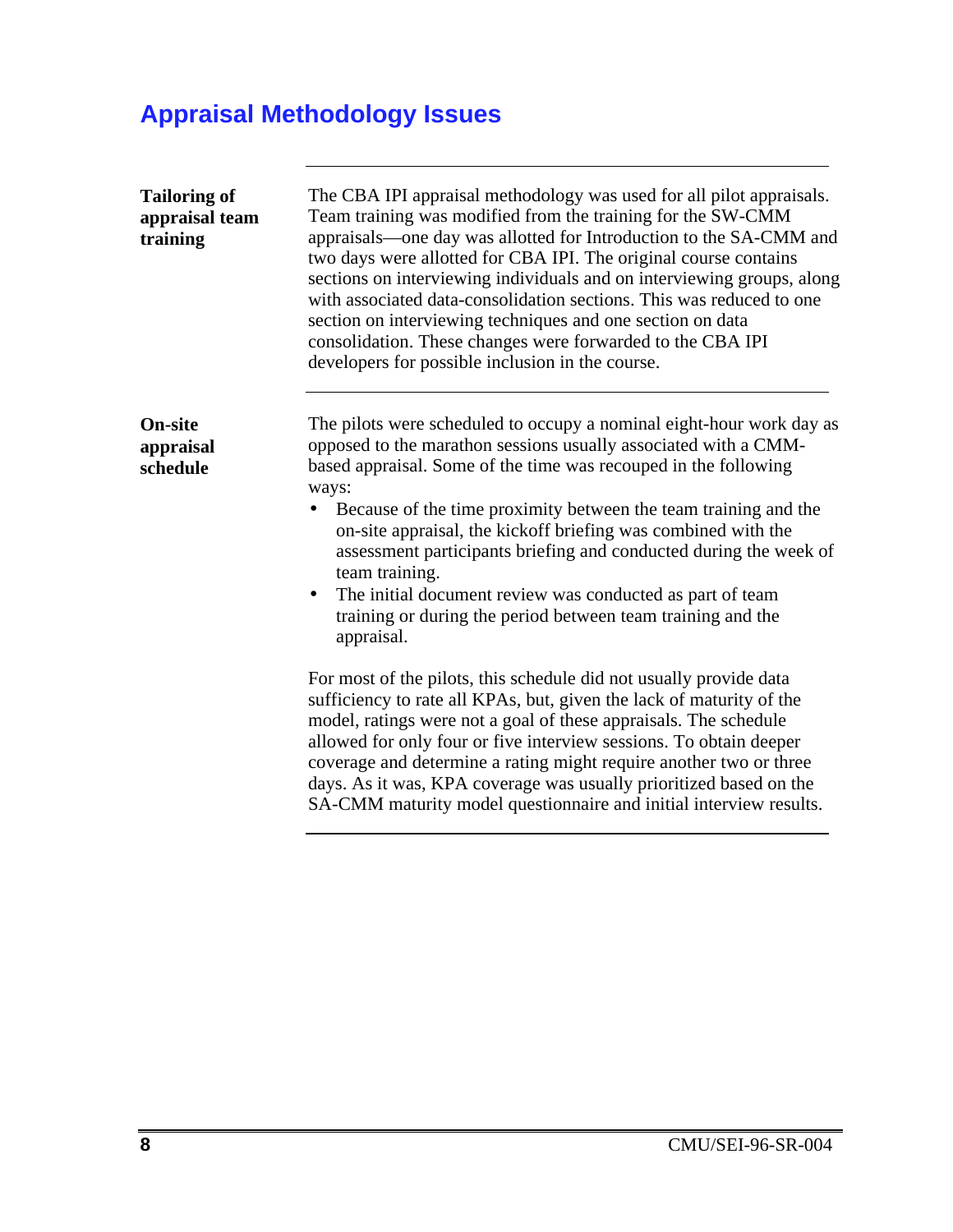## Appraisal Methodology Issues

**Tailoring of appraisal team training**

The CBA IPI appraisal methodology was used for all pilot appraisals. Team training was modified from the training for the SW-CMM appraisals—one day was allotted for Introduction to the SA-CMM and two days were allotted for CBA IPI. The original course contains sections on interviewing individuals and on interviewing groups, along with associated data-consolidation sections. This was reduced to one section on interviewing techniques and one section on data consolidation. These changes were forwarded to the CBA IPI developers for possible inclusion in the course.

**On-site appraisal schedule**

The pilots were scheduled to occupy a nominal eight-hour work day as opposed to the marathon sessions usually associated with a CMM-based appraisal. Some of the time was recouped in the following ways:

- Because of the time proximity between the team training and the on-site appraisal, the kickoff briefing was combined with the assessment participants briefing and conducted during the week of team training.
- The initial document review was conducted as part of team training or during the period between team training and the appraisal.

For most of the pilots, this schedule did not usually provide data sufficiency to rate all KPAs, but, given the lack of maturity of the model, ratings were not a goal of these appraisals. The schedule allowed for only four or five interview sessions. To obtain deeper coverage and determine a rating might require another two or three days. As it was, KPA coverage was usually prioritized based on the SA-CMM maturity model questionnaire and initial interview results.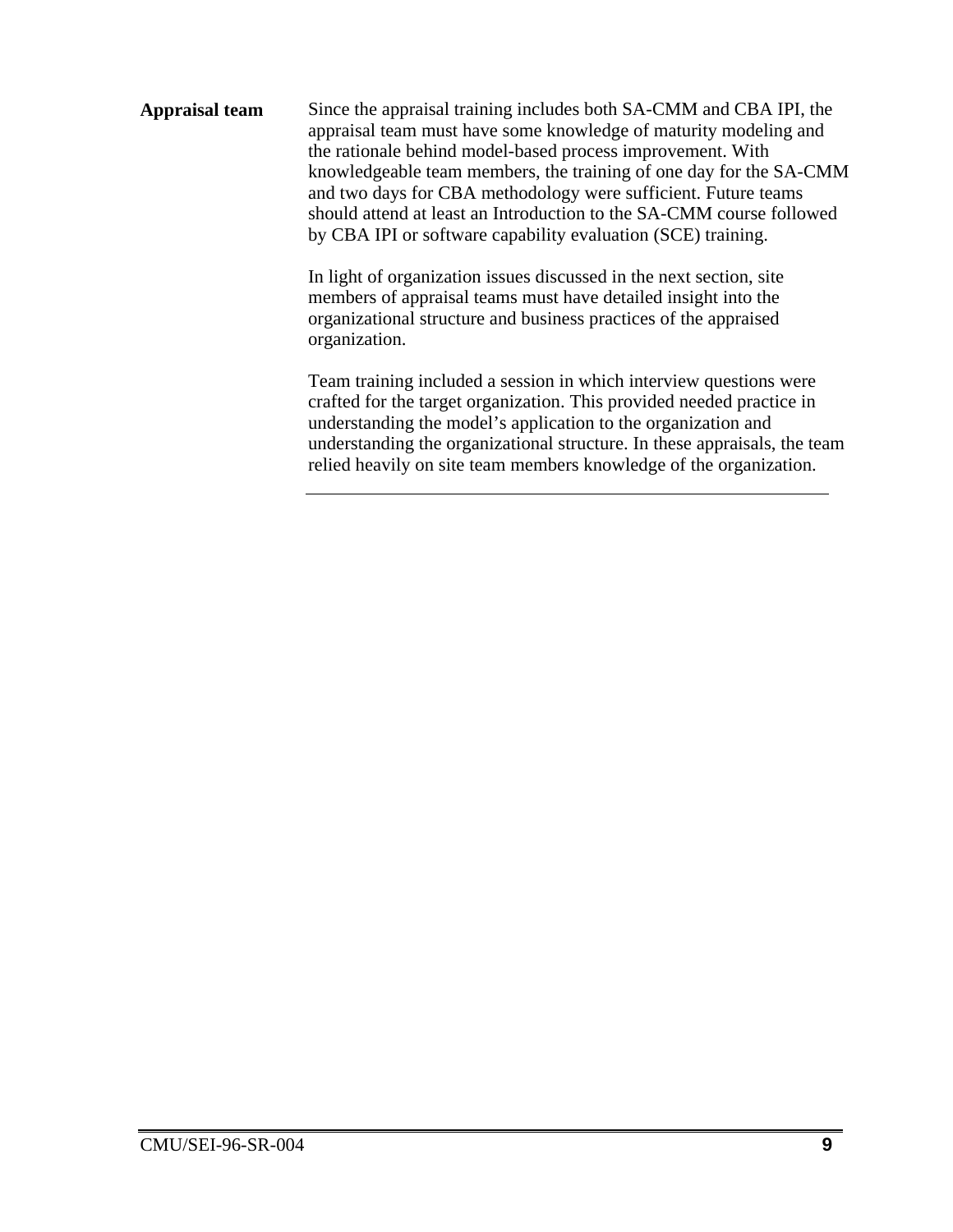**Appraisal team**

Since the appraisal training includes both SA-CMM and CBA IPI, the appraisal team must have some knowledge of maturity modeling and the rationale behind model-based process improvement. With knowledgeable team members, the training of one day for the SA-CMM and two days for CBA methodology were sufficient. Future teams should attend at least an Introduction to the SA-CMM course followed by CBA IPI or software capability evaluation (SCE) training.

In light of organization issues discussed in the next section, site members of appraisal teams must have detailed insight into the organizational structure and business practices of the appraised organization.

Team training included a session in which interview questions were crafted for the target organization. This provided needed practice in understanding the model's application to the organization and understanding the organizational structure. In these appraisals, the team relied heavily on site team members knowledge of the organization.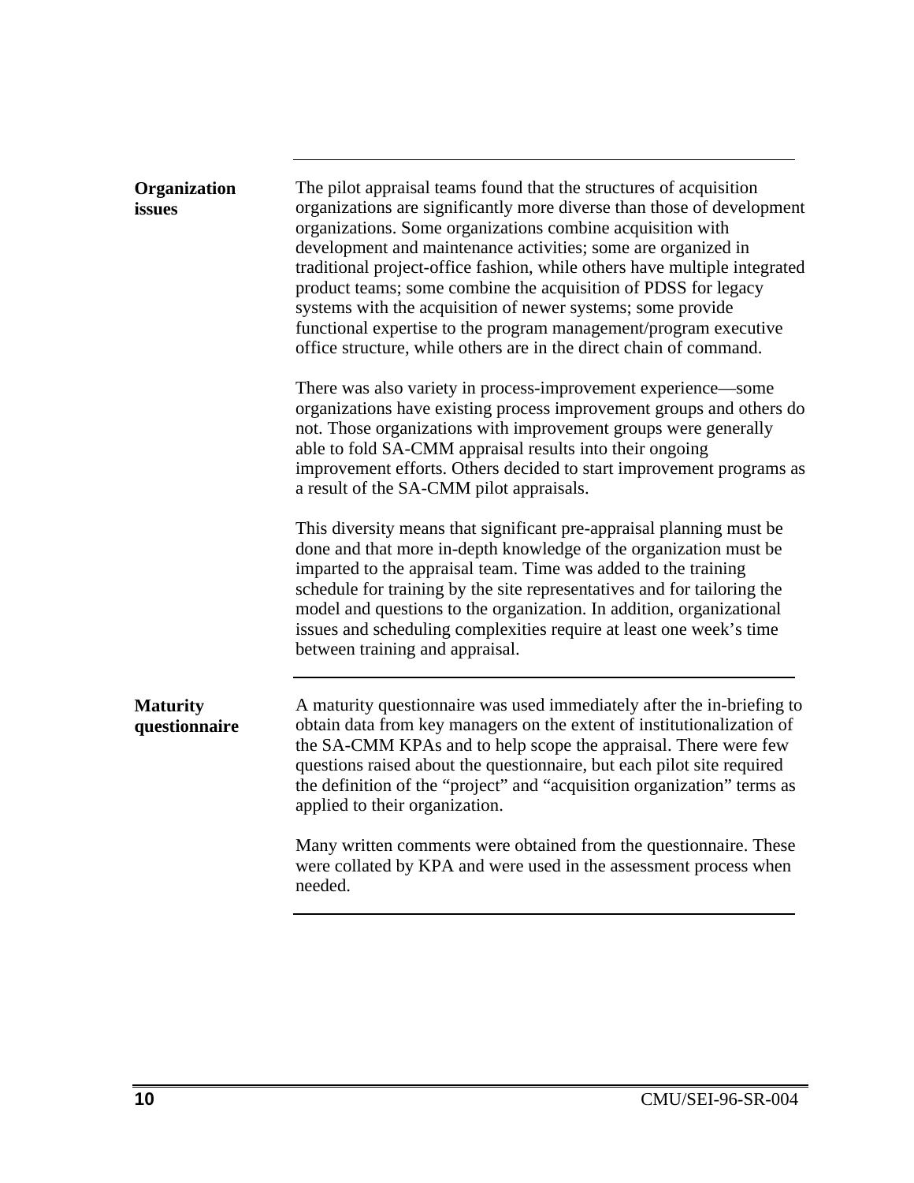### Organization issues

The pilot appraisal teams found that the structures of acquisition organizations are significantly more diverse than those of development organizations. Some organizations combine acquisition with development and maintenance activities; some are organized in traditional project-office fashion, while others have multiple integrated product teams; some combine the acquisition of PDSS for legacy systems with the acquisition of newer systems; some provide functional expertise to the program management/program executive office structure, while others are in the direct chain of command.

There was also variety in process-improvement experience—some organizations have existing process improvement groups and others do not. Those organizations with improvement groups were generally able to fold SA-CMM appraisal results into their ongoing improvement efforts. Others decided to start improvement programs as a result of the SA-CMM pilot appraisals.

This diversity means that significant pre-appraisal planning must be done and that more in-depth knowledge of the organization must be imparted to the appraisal team. Time was added to the training schedule for training by the site representatives and for tailoring the model and questions to the organization. In addition, organizational issues and scheduling complexities require at least one week's time between training and appraisal.

### Maturity questionnaire

A maturity questionnaire was used immediately after the in-briefing to obtain data from key managers on the extent of institutionalization of the SA-CMM KPAs and to help scope the appraisal. There were few questions raised about the questionnaire, but each pilot site required the definition of the "project" and "acquisition organization" terms as applied to their organization.

Many written comments were obtained from the questionnaire. These were collated by KPA and were used in the assessment process when needed.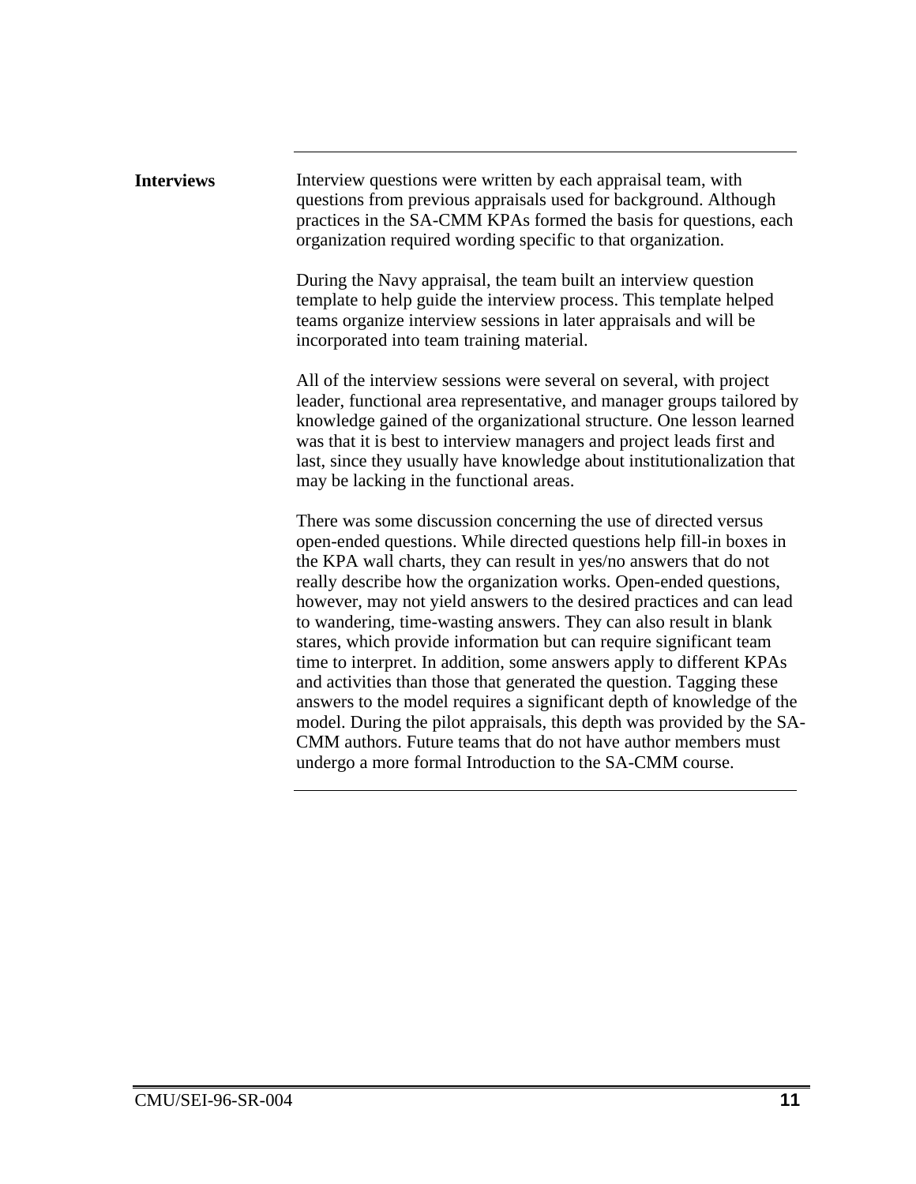## Interviews

Interview questions were written by each appraisal team, with questions from previous appraisals used for background. Although practices in the SA-CMM KPAs formed the basis for questions, each organization required wording specific to that organization.

During the Navy appraisal, the team built an interview question template to help guide the interview process. This template helped teams organize interview sessions in later appraisals and will be incorporated into team training material.

All of the interview sessions were several on several, with project leader, functional area representative, and manager groups tailored by knowledge gained of the organizational structure. One lesson learned was that it is best to interview managers and project leads first and last, since they usually have knowledge about institutionalization that may be lacking in the functional areas.

There was some discussion concerning the use of directed versus open-ended questions. While directed questions help fill-in boxes in the KPA wall charts, they can result in yes/no answers that do not really describe how the organization works. Open-ended questions, however, may not yield answers to the desired practices and can lead to wandering, time-wasting answers. They can also result in blank stares, which provide information but can require significant team time to interpret. In addition, some answers apply to different KPAs and activities than those that generated the question. Tagging these answers to the model requires a significant depth of knowledge of the model. During the pilot appraisals, this depth was provided by the SA-CMM authors. Future teams that do not have author members must undergo a more formal Introduction to the SA-CMM course.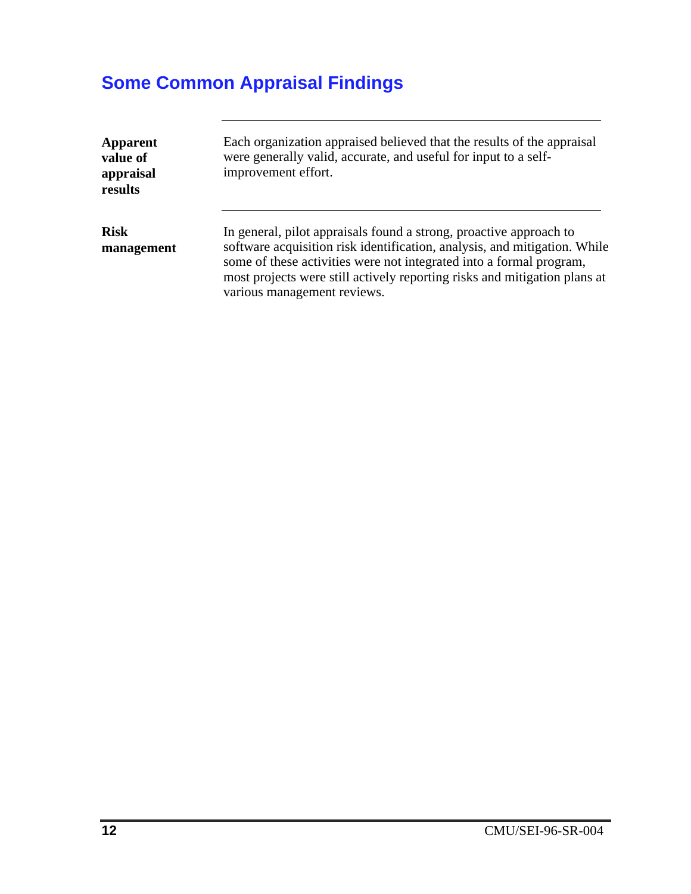## Some Common Appraisal Findings

**Apparent value of appraisal results**

Each organization appraised believed that the results of the appraisal were generally valid, accurate, and useful for input to a self-improvement effort.

**Risk management**

In general, pilot appraisals found a strong, proactive approach to software acquisition risk identification, analysis, and mitigation. While some of these activities were not integrated into a formal program, most projects were still actively reporting risks and mitigation plans at various management reviews.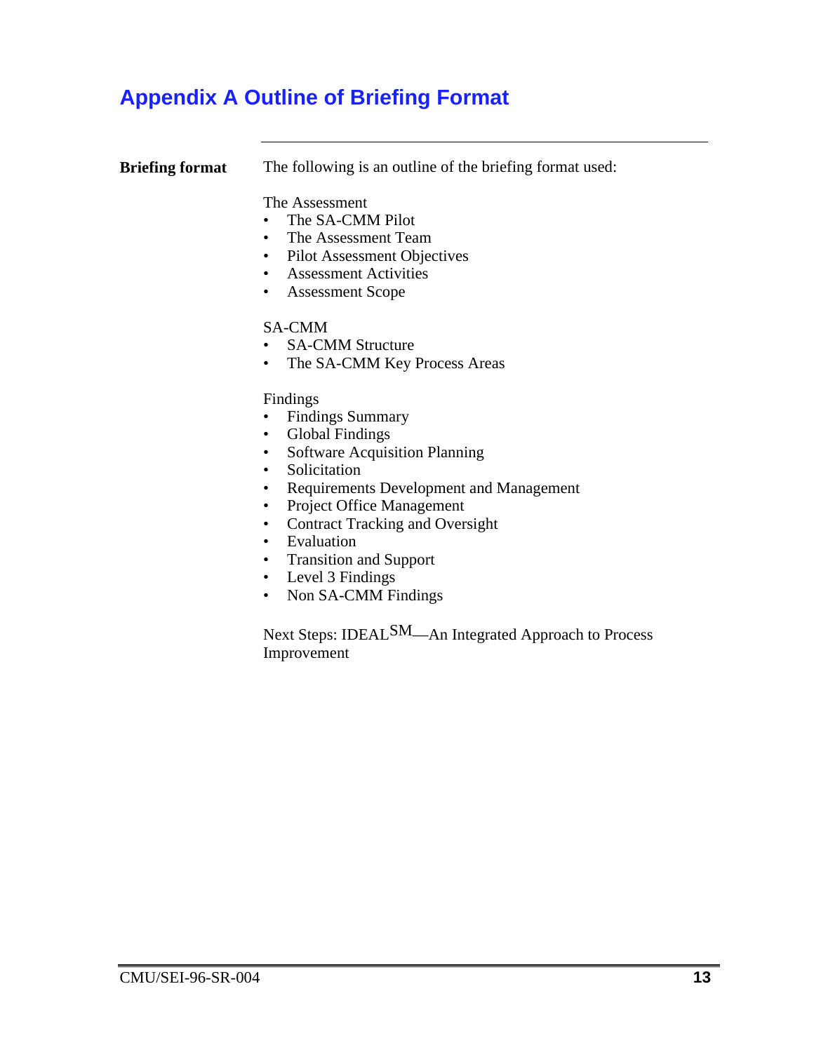# Appendix A Outline of Briefing Format

**Briefing format** The following is an outline of the briefing format used:

The Assessment
- The SA-CMM Pilot
- The Assessment Team
- Pilot Assessment Objectives
- Assessment Activities
- Assessment Scope

SA-CMM
- SA-CMM Structure
- The SA-CMM Key Process Areas

Findings
- Findings Summary
- Global Findings
- Software Acquisition Planning
- Solicitation
- Requirements Development and Management
- Project Office Management
- Contract Tracking and Oversight
- Evaluation
- Transition and Support
- Level 3 Findings
- Non SA-CMM Findings

Next Steps: IDEAL[SM]—An Integrated Approach to Process Improvement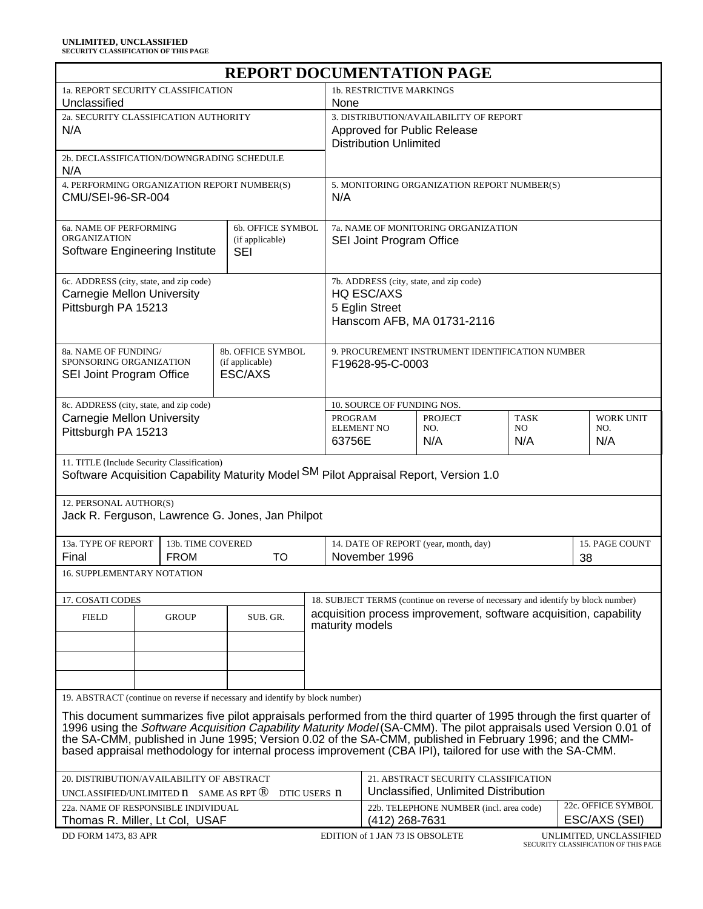UNLIMITED, UNCLASSIFIED
SECURITY CLASSIFICATION OF THIS PAGE

# REPORT DOCUMENTATION PAGE

| | |
|---|---|
| 1a. REPORT SECURITY CLASSIFICATION<br>Unclassified | 1b. RESTRICTIVE MARKINGS<br>None |
| 2a. SECURITY CLASSIFICATION AUTHORITY<br>N/A | 3. DISTRIBUTION/AVAILABILITY OF REPORT<br>Approved for Public Release<br>Distribution Unlimited |
| 2b. DECLASSIFICATION/DOWNGRADING SCHEDULE<br>N/A | |
| 4. PERFORMING ORGANIZATION REPORT NUMBER(S)<br>CMU/SEI-96-SR-004 | 5. MONITORING ORGANIZATION REPORT NUMBER(S)<br>N/A |
| 6a. NAME OF PERFORMING ORGANIZATION<br>Software Engineering Institute<br>6b. OFFICE SYMBOL (if applicable)<br>SEI | 7a. NAME OF MONITORING ORGANIZATION<br>SEI Joint Program Office |
| 6c. ADDRESS (city, state, and zip code)<br>Carnegie Mellon University<br>Pittsburgh PA 15213 | 7b. ADDRESS (city, state, and zip code)<br>HQ ESC/AXS<br>5 Eglin Street<br>Hanscom AFB, MA 01731-2116 |
| 8a. NAME OF FUNDING/ SPONSORING ORGANIZATION<br>SEI Joint Program Office<br>8b. OFFICE SYMBOL (if applicable)<br>ESC/AXS | 9. PROCUREMENT INSTRUMENT IDENTIFICATION NUMBER<br>F19628-95-C-0003 |
| 8c. ADDRESS (city, state, and zip code)<br>Carnegie Mellon University<br>Pittsburgh PA 15213 | 10. SOURCE OF FUNDING NOS.<br>PROGRAM ELEMENT NO: 63756E<br>PROJECT NO.: N/A<br>TASK NO: N/A<br>WORK UNIT NO.: N/A |

11. TITLE (Include Security Classification)
Software Acquisition Capability Maturity Model SM Pilot Appraisal Report, Version 1.0

12. PERSONAL AUTHOR(S)
Jack R. Ferguson, Lawrence G. Jones, Jan Philpot

| 13a. TYPE OF REPORT | 13b. TIME COVERED | 14. DATE OF REPORT (year, month, day) | 15. PAGE COUNT |
|---|---|---|---|
| Final | FROM TO | November 1996 | 38 |

16. SUPPLEMENTARY NOTATION

| 17. COSATI CODES | | | 18. SUBJECT TERMS (continue on reverse of necessary and identify by block number) |
|---|---|---|---|
| FIELD | GROUP | SUB. GR. | acquisition process improvement, software acquisition, capability maturity models |

19. ABSTRACT (continue on reverse if necessary and identify by block number)

This document summarizes five pilot appraisals performed from the third quarter of 1995 through the first quarter of 1996 using the *Software Acquisition Capability Maturity Model* (SA-CMM). The pilot appraisals used Version 0.01 of the SA-CMM, published in June 1995; Version 0.02 of the SA-CMM, published in February 1996; and the CMM-based appraisal methodology for internal process improvement (CBA IPI), tailored for use with the SA-CMM.

| | |
|---|---|
| 20. DISTRIBUTION/AVAILABILITY OF ABSTRACT<br>UNCLASSIFIED/UNLIMITED ☐ SAME AS RPT ☒ DTIC USERS ☐ | 21. ABSTRACT SECURITY CLASSIFICATION<br>Unclassified, Unlimited Distribution |
| 22a. NAME OF RESPONSIBLE INDIVIDUAL<br>Thomas R. Miller, Lt Col, USAF | 22b. TELEPHONE NUMBER (incl. area code)<br>(412) 268-7631<br>22c. OFFICE SYMBOL<br>ESC/AXS (SEI) |

DD FORM 1473, 83 APR EDITION of 1 JAN 73 IS OBSOLETE UNLIMITED, UNCLASSIFIED
SECURITY CLASSIFICATION OF THIS PAGE